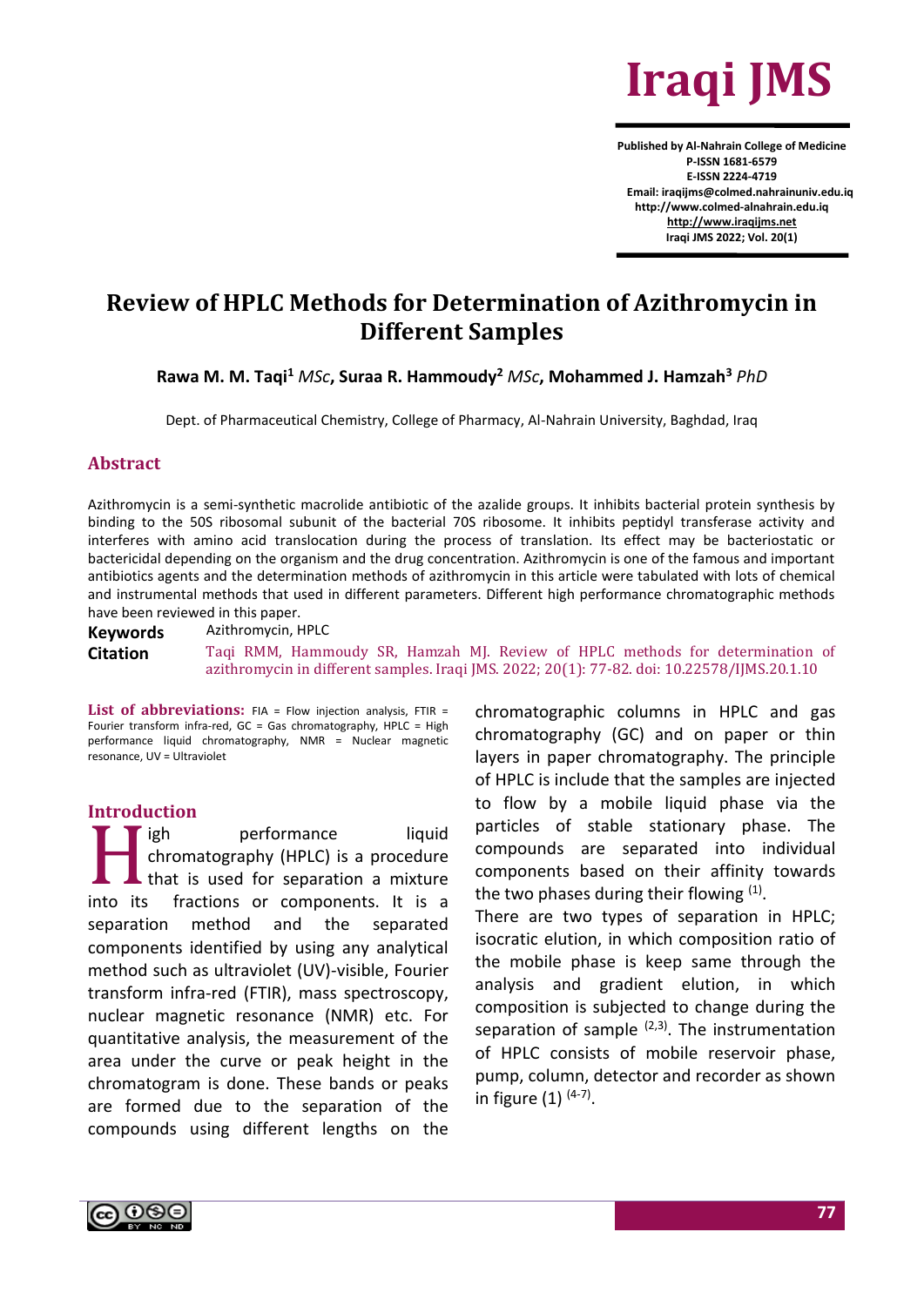# Review of HPLC Methods for Determination of Azithromycin in Different Samples

**Rawa M. M. Taqi[1]** *MSc*, **Suraa R. Hammoudy[2]** *MSc*, **Mohammed J. Hamzah[3]** *PhD*

Dept. of Pharmaceutical Chemistry, College of Pharmacy, Al-Nahrain University, Baghdad, Iraq

## Abstract

Azithromycin is a semi-synthetic macrolide antibiotic of the azalide groups. It inhibits bacterial protein synthesis by binding to the 50S ribosomal subunit of the bacterial 70S ribosome. It inhibits peptidyl transferase activity and interferes with amino acid translocation during the process of translation. Its effect may be bacteriostatic or bactericidal depending on the organism and the drug concentration. Azithromycin is one of the famous and important antibiotics agents and the determination methods of azithromycin in this article were tabulated with lots of chemical and instrumental methods that used in different parameters. Different high performance chromatographic methods have been reviewed in this paper.

**Keywords** Azithromycin, HPLC

**Citation** Taqi RMM, Hammoudy SR, Hamzah MJ. Review of HPLC methods for determination of azithromycin in different samples. Iraqi JMS. 2022; 20(1): 77-82. doi: 10.22578/IJMS.20.1.10

**List of abbreviations:** FIA = Flow injection analysis, FTIR = Fourier transform infra-red, GC = Gas chromatography, HPLC = High performance liquid chromatography, NMR = Nuclear magnetic resonance, UV = Ultraviolet

## Introduction

High performance liquid chromatography (HPLC) is a procedure that is used for separation a mixture into its fractions or components. It is a separation method and the separated components identified by using any analytical method such as ultraviolet (UV)-visible, Fourier transform infra-red (FTIR), mass spectroscopy, nuclear magnetic resonance (NMR) etc. For quantitative analysis, the measurement of the area under the curve or peak height in the chromatogram is done. These bands or peaks are formed due to the separation of the compounds using different lengths on the chromatographic columns in HPLC and gas chromatography (GC) and on paper or thin layers in paper chromatography. The principle of HPLC is include that the samples are injected to flow by a mobile liquid phase via the particles of stable stationary phase. The compounds are separated into individual components based on their affinity towards the two phases during their flowing [1].

There are two types of separation in HPLC; isocratic elution, in which composition ratio of the mobile phase is keep same through the analysis and gradient elution, in which composition is subjected to change during the separation of sample [2,3]. The instrumentation of HPLC consists of mobile reservoir phase, pump, column, detector and recorder as shown in figure (1) [4-7].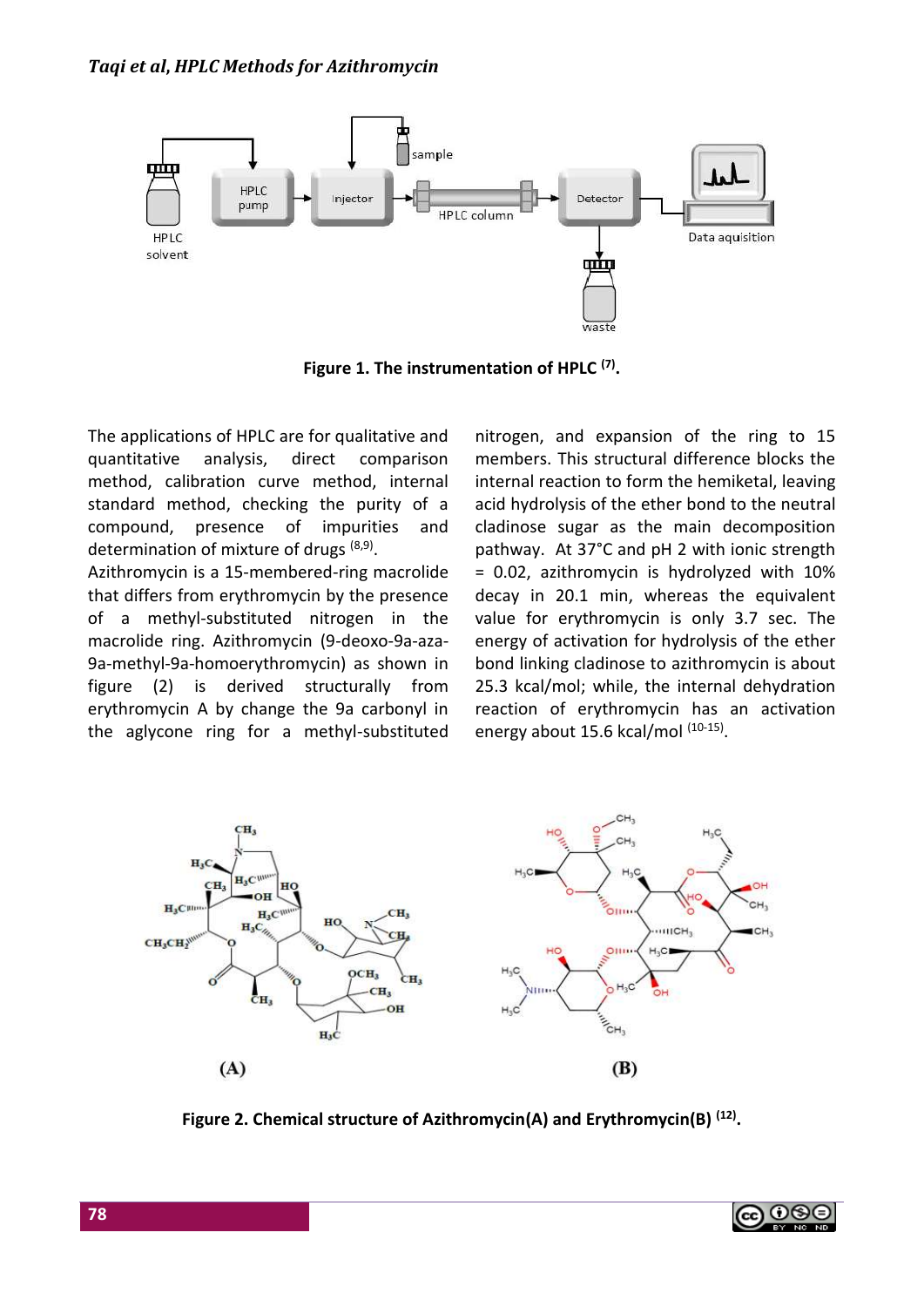Figure 1. The instrumentation of HPLC [7].

The applications of HPLC are for qualitative and quantitative analysis, direct comparison method, calibration curve method, internal standard method, checking the purity of a compound, presence of impurities and determination of mixture of drugs [8,9].

Azithromycin is a 15-membered-ring macrolide that differs from erythromycin by the presence of a methyl-substituted nitrogen in the macrolide ring. Azithromycin (9-deoxo-9a-aza-9a-methyl-9a-homoerythromycin) as shown in figure (2) is derived structurally from erythromycin A by change the 9a carbonyl in the aglycone ring for a methyl-substituted nitrogen, and expansion of the ring to 15 members. This structural difference blocks the internal reaction to form the hemiketal, leaving acid hydrolysis of the ether bond to the neutral cladinose sugar as the main decomposition pathway. At 37°C and pH 2 with ionic strength = 0.02, azithromycin is hydrolyzed with 10% decay in 20.1 min, whereas the equivalent value for erythromycin is only 3.7 sec. The energy of activation for hydrolysis of the ether bond linking cladinose to azithromycin is about 25.3 kcal/mol; while, the internal dehydration reaction of erythromycin has an activation energy about 15.6 kcal/mol [10-15].

Figure 2. Chemical structure of Azithromycin(A) and Erythromycin(B) [12].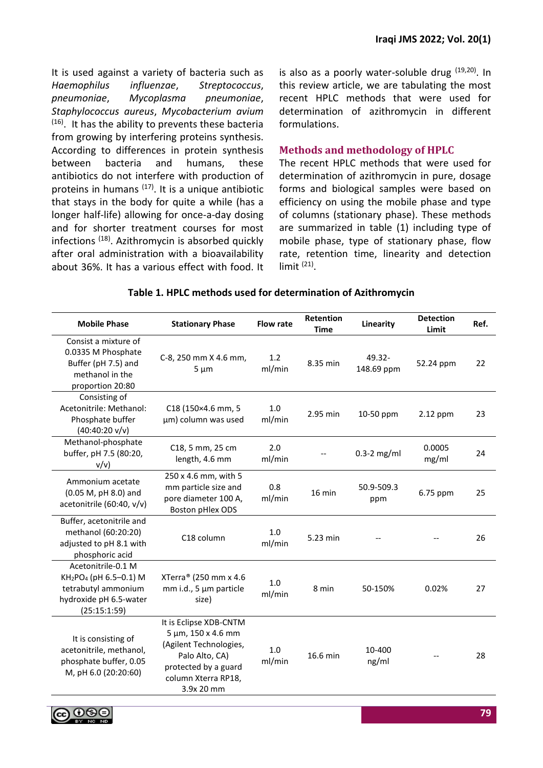It is used against a variety of bacteria such as *Haemophilus influenzae*, *Streptococcus*, *pneumoniae*, *Mycoplasma pneumoniae*, *Staphylococcus aureus*, *Mycobacterium avium* [16]. It has the ability to prevents these bacteria from growing by interfering proteins synthesis. According to differences in protein synthesis between bacteria and humans, these antibiotics do not interfere with production of proteins in humans [17]. It is a unique antibiotic that stays in the body for quite a while (has a longer half-life) allowing for once-a-day dosing and for shorter treatment courses for most infections [18]. Azithromycin is absorbed quickly after oral administration with a bioavailability about 36%. It has a various effect with food. It is also as a poorly water-soluble drug [19,20]. In this review article, we are tabulating the most recent HPLC methods that were used for determination of azithromycin in different formulations.

## Methods and methodology of HPLC

The recent HPLC methods that were used for determination of azithromycin in pure, dosage forms and biological samples were based on efficiency on using the mobile phase and type of columns (stationary phase). These methods are summarized in table (1) including type of mobile phase, type of stationary phase, flow rate, retention time, linearity and detection limit [21].

**Table 1. HPLC methods used for determination of Azithromycin**

| Mobile Phase | Stationary Phase | Flow rate | Retention Time | Linearity | Detection Limit | Ref. |
|---|---|---|---|---|---|---|
| Consist a mixture of 0.0335 M Phosphate Buffer (pH 7.5) and methanol in the proportion 20:80 | C-8, 250 mm X 4.6 mm, 5 µm | 1.2 ml/min | 8.35 min | 49.32-148.69 ppm | 52.24 ppm | 22 |
| Consisting of Acetonitrile: Methanol: Phosphate buffer (40:40:20 v/v) | C18 (150×4.6 mm, 5 µm) column was used | 1.0 ml/min | 2.95 min | 10-50 ppm | 2.12 ppm | 23 |
| Methanol-phosphate buffer, pH 7.5 (80:20, v/v) | C18, 5 mm, 25 cm length, 4.6 mm | 2.0 ml/min | -- | 0.3-2 mg/ml | 0.0005 mg/ml | 24 |
| Ammonium acetate (0.05 M, pH 8.0) and acetonitrile (60:40, v/v) | 250 x 4.6 mm, with 5 mm particle size and pore diameter 100 A, Boston pHlex ODS | 0.8 ml/min | 16 min | 50.9-509.3 ppm | 6.75 ppm | 25 |
| Buffer, acetonitrile and methanol (60:20:20) adjusted to pH 8.1 with phosphoric acid | C18 column | 1.0 ml/min | 5.23 min | -- | -- | 26 |
| Acetonitrile-0.1 M $KH_2PO_4$ (pH 6.5–0.1) M tetrabutyl ammonium hydroxide pH 6.5-water (25:15:1:59) | XTerra® (250 mm x 4.6 mm i.d., 5 µm particle size) | 1.0 ml/min | 8 min | 50-150% | 0.02% | 27 |
| It is consisting of acetonitrile, methanol, phosphate buffer, 0.05 M, pH 6.0 (20:20:60) | It is Eclipse XDB-CNTM 5 µm, 150 x 4.6 mm (Agilent Technologies, Palo Alto, CA) protected by a guard column Xterra RP18, 3.9x 20 mm | 1.0 ml/min | 16.6 min | 10-400 ng/ml | -- | 28 |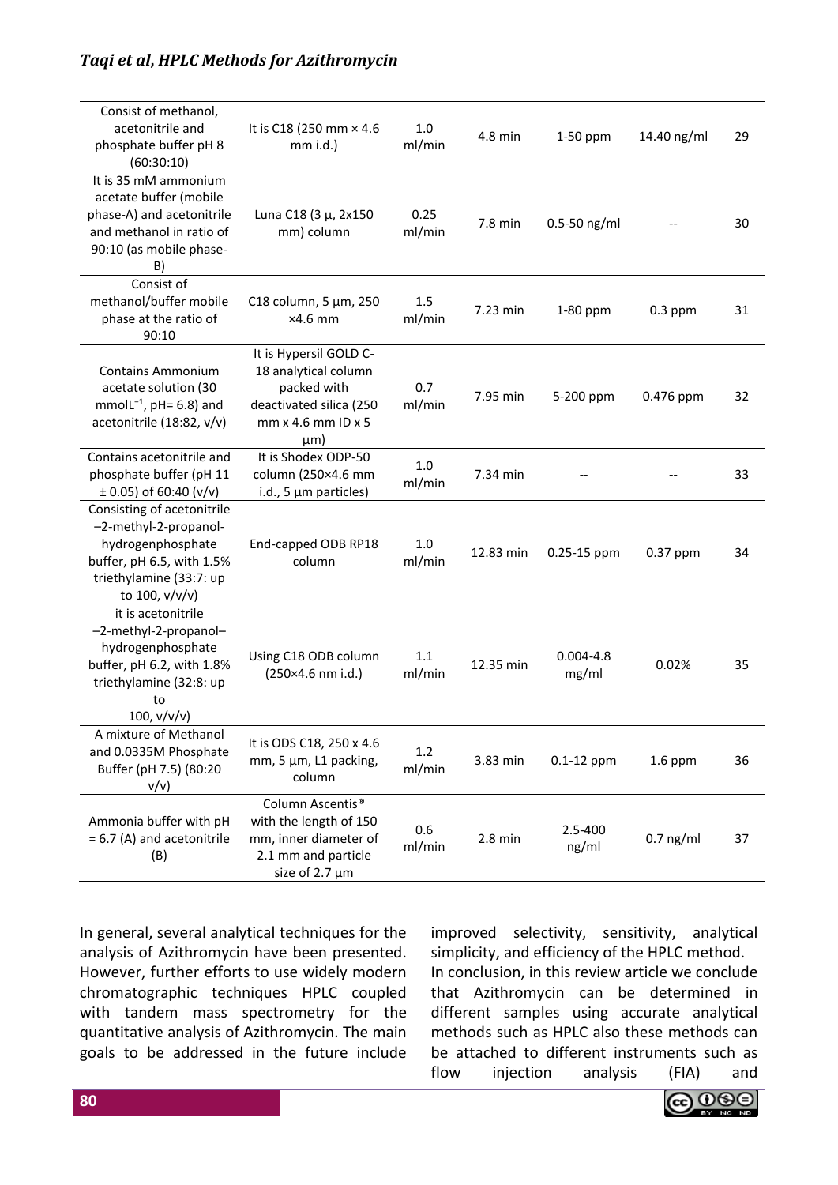| Consist of methanol, acetonitrile and phosphate buffer pH 8 (60:30:10) | It is C18 (250 mm × 4.6 mm i.d.) | 1.0 ml/min | 4.8 min | 1-50 ppm | 14.40 ng/ml | 29 |
|---|---|---|---|---|---|---|
| It is 35 mM ammonium acetate buffer (mobile phase-A) and acetonitrile and methanol in ratio of 90:10 (as mobile phase-B) | Luna C18 (3 µ, 2x150 mm) column | 0.25 ml/min | 7.8 min | 0.5-50 ng/ml | -- | 30 |
| Consist of methanol/buffer mobile phase at the ratio of 90:10 | C18 column, 5 µm, 250 ×4.6 mm | 1.5 ml/min | 7.23 min | 1-80 ppm | 0.3 ppm | 31 |
| Contains Ammonium acetate solution (30 mmolL$^{-1}$, pH= 6.8) and acetonitrile (18:82, v/v) | It is Hypersil GOLD C-18 analytical column packed with deactivated silica (250 mm x 4.6 mm ID x 5 µm) | 0.7 ml/min | 7.95 min | 5-200 ppm | 0.476 ppm | 32 |
| Contains acetonitrile and phosphate buffer (pH 11 ± 0.05) of 60:40 (v/v) | It is Shodex ODP-50 column (250×4.6 mm i.d., 5 µm particles) | 1.0 ml/min | 7.34 min | -- | -- | 33 |
| Consisting of acetonitrile –2-methyl-2-propanol-hydrogenphosphate buffer, pH 6.5, with 1.5% triethylamine (33:7: up to 100, v/v/v) | End-capped ODB RP18 column | 1.0 ml/min | 12.83 min | 0.25-15 ppm | 0.37 ppm | 34 |
| it is acetonitrile –2-methyl-2-propanol–hydrogenphosphate buffer, pH 6.2, with 1.8% triethylamine (32:8: up to 100, v/v/v) | Using C18 ODB column (250×4.6 nm i.d.) | 1.1 ml/min | 12.35 min | 0.004-4.8 mg/ml | 0.02% | 35 |
| A mixture of Methanol and 0.0335M Phosphate Buffer (pH 7.5) (80:20 v/v) | It is ODS C18, 250 x 4.6 mm, 5 µm, L1 packing, column | 1.2 ml/min | 3.83 min | 0.1-12 ppm | 1.6 ppm | 36 |
| Ammonia buffer with pH = 6.7 (A) and acetonitrile (B) | Column Ascentis® with the length of 150 mm, inner diameter of 2.1 mm and particle size of 2.7 µm | 0.6 ml/min | 2.8 min | 2.5-400 ng/ml | 0.7 ng/ml | 37 |

In general, several analytical techniques for the analysis of Azithromycin have been presented. However, further efforts to use widely modern chromatographic techniques HPLC coupled with tandem mass spectrometry for the quantitative analysis of Azithromycin. The main goals to be addressed in the future include improved selectivity, sensitivity, analytical simplicity, and efficiency of the HPLC method.

In conclusion, in this review article we conclude that Azithromycin can be determined in different samples using accurate analytical methods such as HPLC also these methods can be attached to different instruments such as flow injection analysis (FIA) and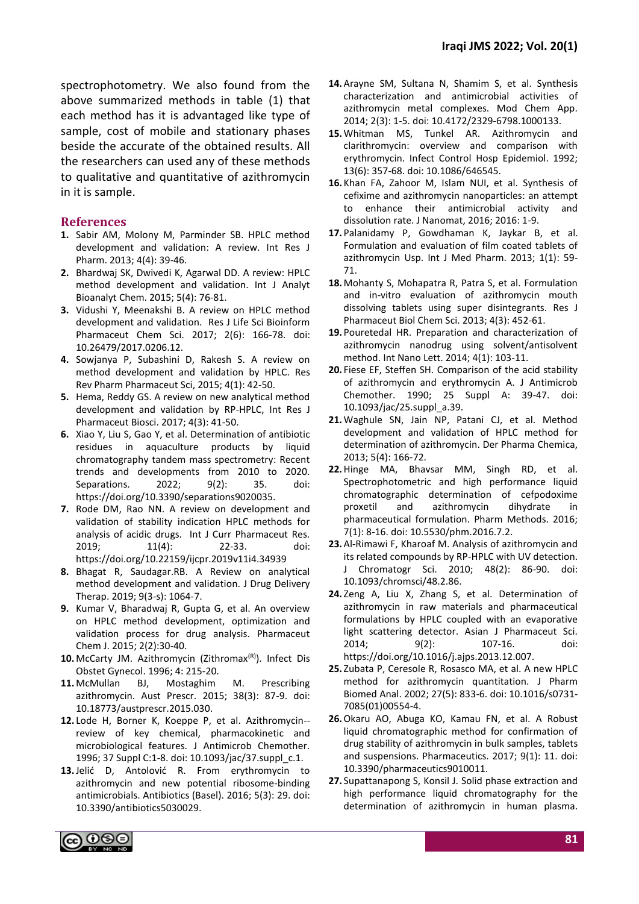spectrophotometry. We also found from the above summarized methods in table (1) that each method has it is advantaged like type of sample, cost of mobile and stationary phases beside the accurate of the obtained results. All the researchers can used any of these methods to qualitative and quantitative of azithromycin in it is sample.

## References

1. Sabir AM, Molony M, Parminder SB. HPLC method development and validation: A review. Int Res J Pharm. 2013; 4(4): 39-46.
2. Bhardwaj SK, Dwivedi K, Agarwal DD. A review: HPLC method development and validation. Int J Analyt Bioanalyt Chem. 2015; 5(4): 76-81.
3. Vidushi Y, Meenakshi B. A review on HPLC method development and validation. Res J Life Sci Bioinform Pharmaceut Chem Sci. 2017; 2(6): 166-78. doi: 10.26479/2017.0206.12.
4. Sowjanya P, Subashini D, Rakesh S. A review on method development and validation by HPLC. Res Rev Pharm Pharmaceut Sci, 2015; 4(1): 42-50.
5. Hema, Reddy GS. A review on new analytical method development and validation by RP-HPLC, Int Res J Pharmaceut Biosci. 2017; 4(3): 41-50.
6. Xiao Y, Liu S, Gao Y, et al. Determination of antibiotic residues in aquaculture products by liquid chromatography tandem mass spectrometry: Recent trends and developments from 2010 to 2020. Separations. 2022; 9(2): 35. doi: https://doi.org/10.3390/separations9020035.
7. Rode DM, Rao NN. A review on development and validation of stability indication HPLC methods for analysis of acidic drugs. Int J Curr Pharmaceut Res. 2019; 11(4): 22-33. doi: https://doi.org/10.22159/ijcpr.2019v11i4.34939
8. Bhagat R, Saudagar.RB. A Review on analytical method development and validation. J Drug Delivery Therap. 2019; 9(3-s): 1064-7.
9. Kumar V, Bharadwaj R, Gupta G, et al. An overview on HPLC method development, optimization and validation process for drug analysis. Pharmaceut Chem J. 2015; 2(2):30-40.
10. McCarty JM. Azithromycin (Zithromax(R)). Infect Dis Obstet Gynecol. 1996; 4: 215-20.
11. McMullan BJ, Mostaghim M. Prescribing azithromycin. Aust Prescr. 2015; 38(3): 87-9. doi: 10.18773/austprescr.2015.030.
12. Lode H, Borner K, Koeppe P, et al. Azithromycin--review of key chemical, pharmacokinetic and microbiological features. J Antimicrob Chemother. 1996; 37 Suppl C:1-8. doi: 10.1093/jac/37.suppl_c.1.
13. Jelić D, Antolović R. From erythromycin to azithromycin and new potential ribosome-binding antimicrobials. Antibiotics (Basel). 2016; 5(3): 29. doi: 10.3390/antibiotics5030029.
14. Arayne SM, Sultana N, Shamim S, et al. Synthesis characterization and antimicrobial activities of azithromycin metal complexes. Mod Chem App. 2014; 2(3): 1-5. doi: 10.4172/2329-6798.1000133.
15. Whitman MS, Tunkel AR. Azithromycin and clarithromycin: overview and comparison with erythromycin. Infect Control Hosp Epidemiol. 1992; 13(6): 357-68. doi: 10.1086/646545.
16. Khan FA, Zahoor M, Islam NUI, et al. Synthesis of cefixime and azithromycin nanoparticles: an attempt to enhance their antimicrobial activity and dissolution rate. J Nanomat, 2016; 2016: 1-9.
17. Palanidamy P, Gowdhaman K, Jaykar B, et al. Formulation and evaluation of film coated tablets of azithromycin Usp. Int J Med Pharm. 2013; 1(1): 59-71.
18. Mohanty S, Mohapatra R, Patra S, et al. Formulation and in-vitro evaluation of azithromycin mouth dissolving tablets using super disintegrants. Res J Pharmaceut Biol Chem Sci. 2013; 4(3): 452-61.
19. Pouretedal HR. Preparation and characterization of azithromycin nanodrug using solvent/antisolvent method. Int Nano Lett. 2014; 4(1): 103-11.
20. Fiese EF, Steffen SH. Comparison of the acid stability of azithromycin and erythromycin A. J Antimicrob Chemother. 1990; 25 Suppl A: 39-47. doi: 10.1093/jac/25.suppl_a.39.
21. Waghule SN, Jain NP, Patani CJ, et al. Method development and validation of HPLC method for determination of azithromycin. Der Pharma Chemica, 2013; 5(4): 166-72.
22. Hinge MA, Bhavsar MM, Singh RD, et al. Spectrophotometric and high performance liquid chromatographic determination of cefpodoxime proxetil and azithromycin dihydrate in pharmaceutical formulation. Pharm Methods. 2016; 7(1): 8-16. doi: 10.5530/phm.2016.7.2.
23. Al-Rimawi F, Kharoaf M. Analysis of azithromycin and its related compounds by RP-HPLC with UV detection. J Chromatogr Sci. 2010; 48(2): 86-90. doi: 10.1093/chromsci/48.2.86.
24. Zeng A, Liu X, Zhang S, et al. Determination of azithromycin in raw materials and pharmaceutical formulations by HPLC coupled with an evaporative light scattering detector. Asian J Pharmaceut Sci. 2014; 9(2): 107-16. doi: https://doi.org/10.1016/j.ajps.2013.12.007.
25. Zubata P, Ceresole R, Rosasco MA, et al. A new HPLC method for azithromycin quantitation. J Pharm Biomed Anal. 2002; 27(5): 833-6. doi: 10.1016/s0731-7085(01)00554-4.
26. Okaru AO, Abuga KO, Kamau FN, et al. A Robust liquid chromatographic method for confirmation of drug stability of azithromycin in bulk samples, tablets and suspensions. Pharmaceutics. 2017; 9(1): 11. doi: 10.3390/pharmaceutics9010011.
27. Supattanapong S, Konsil J. Solid phase extraction and high performance liquid chromatography for the determination of azithromycin in human plasma.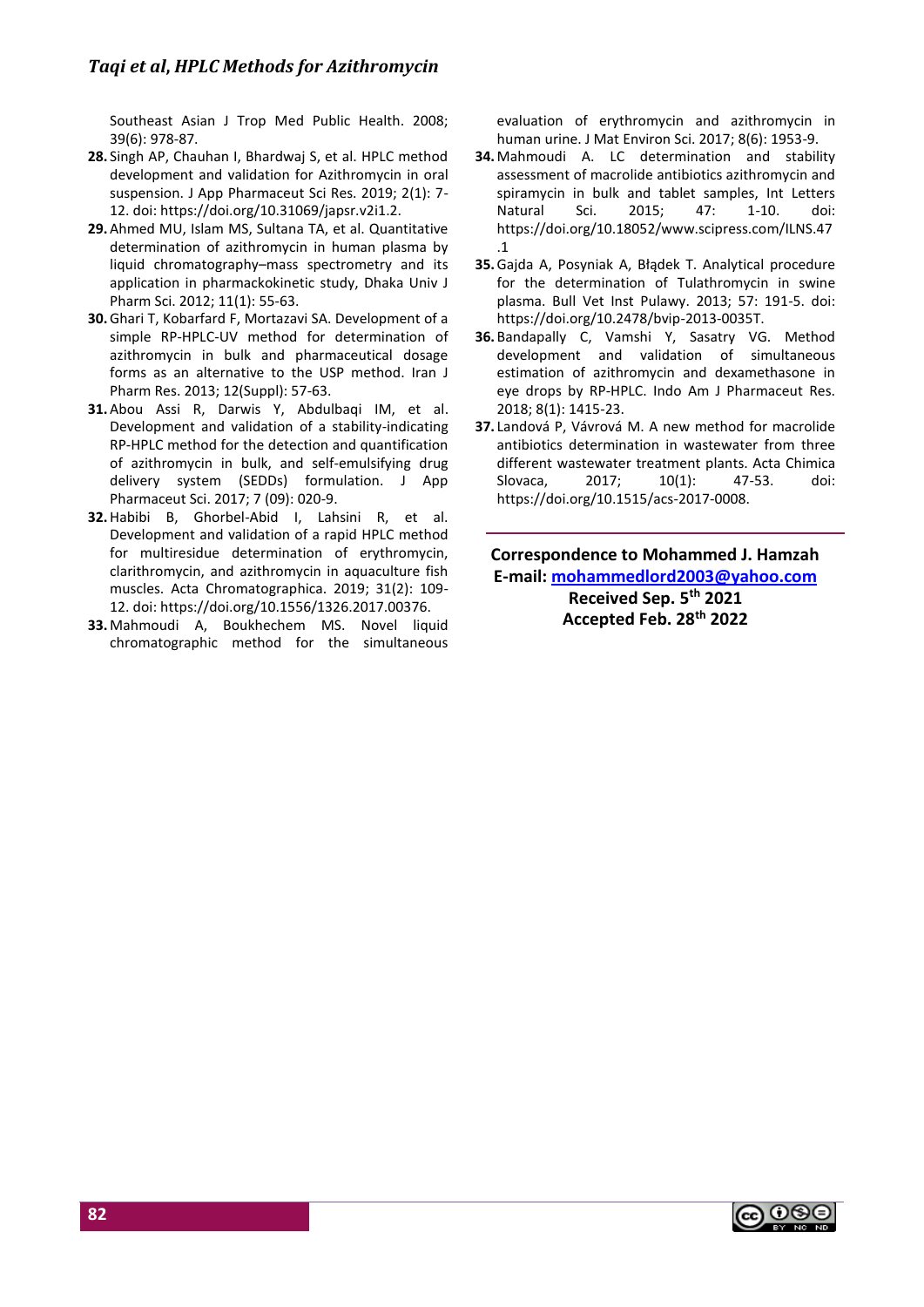Southeast Asian J Trop Med Public Health. 2008; 39(6): 978-87.

28. Singh AP, Chauhan I, Bhardwaj S, et al. HPLC method development and validation for Azithromycin in oral suspension. J App Pharmaceut Sci Res. 2019; 2(1): 7-12. doi: https://doi.org/10.31069/japsr.v2i1.2.
29. Ahmed MU, Islam MS, Sultana TA, et al. Quantitative determination of azithromycin in human plasma by liquid chromatography–mass spectrometry and its application in pharmackokinetic study, Dhaka Univ J Pharm Sci. 2012; 11(1): 55-63.
30. Ghari T, Kobarfard F, Mortazavi SA. Development of a simple RP-HPLC-UV method for determination of azithromycin in bulk and pharmaceutical dosage forms as an alternative to the USP method. Iran J Pharm Res. 2013; 12(Suppl): 57-63.
31. Abou Assi R, Darwis Y, Abdulbaqi IM, et al. Development and validation of a stability-indicating RP-HPLC method for the detection and quantification of azithromycin in bulk, and self-emulsifying drug delivery system (SEDDs) formulation. J App Pharmaceut Sci. 2017; 7 (09): 020-9.
32. Habibi B, Ghorbel-Abid I, Lahsini R, et al. Development and validation of a rapid HPLC method for multiresidue determination of erythromycin, clarithromycin, and azithromycin in aquaculture fish muscles. Acta Chromatographica. 2019; 31(2): 109-12. doi: https://doi.org/10.1556/1326.2017.00376.
33. Mahmoudi A, Boukhechem MS. Novel liquid chromatographic method for the simultaneous evaluation of erythromycin and azithromycin in human urine. J Mat Environ Sci. 2017; 8(6): 1953-9.
34. Mahmoudi A. LC determination and stability assessment of macrolide antibiotics azithromycin and spiramycin in bulk and tablet samples, Int Letters Natural Sci. 2015; 47: 1-10. doi: https://doi.org/10.18052/www.scipress.com/ILNS.47.1
35. Gajda A, Posyniak A, Błądek T. Analytical procedure for the determination of Tulathromycin in swine plasma. Bull Vet Inst Pulawy. 2013; 57: 191-5. doi: https://doi.org/10.2478/bvip-2013-0035T.
36. Bandapally C, Vamshi Y, Sasatry VG. Method development and validation of simultaneous estimation of azithromycin and dexamethasone in eye drops by RP-HPLC. Indo Am J Pharmaceut Res. 2018; 8(1): 1415-23.
37. Landová P, Vávrová M. A new method for macrolide antibiotics determination in wastewater from three different wastewater treatment plants. Acta Chimica Slovaca, 2017; 10(1): 47-53. doi: https://doi.org/10.1515/acs-2017-0008.

---

**Correspondence to Mohammed J. Hamzah**
**E-mail: mohammedlord2003@yahoo.com**
**Received Sep. 5th 2021**
**Accepted Feb. 28th 2022**